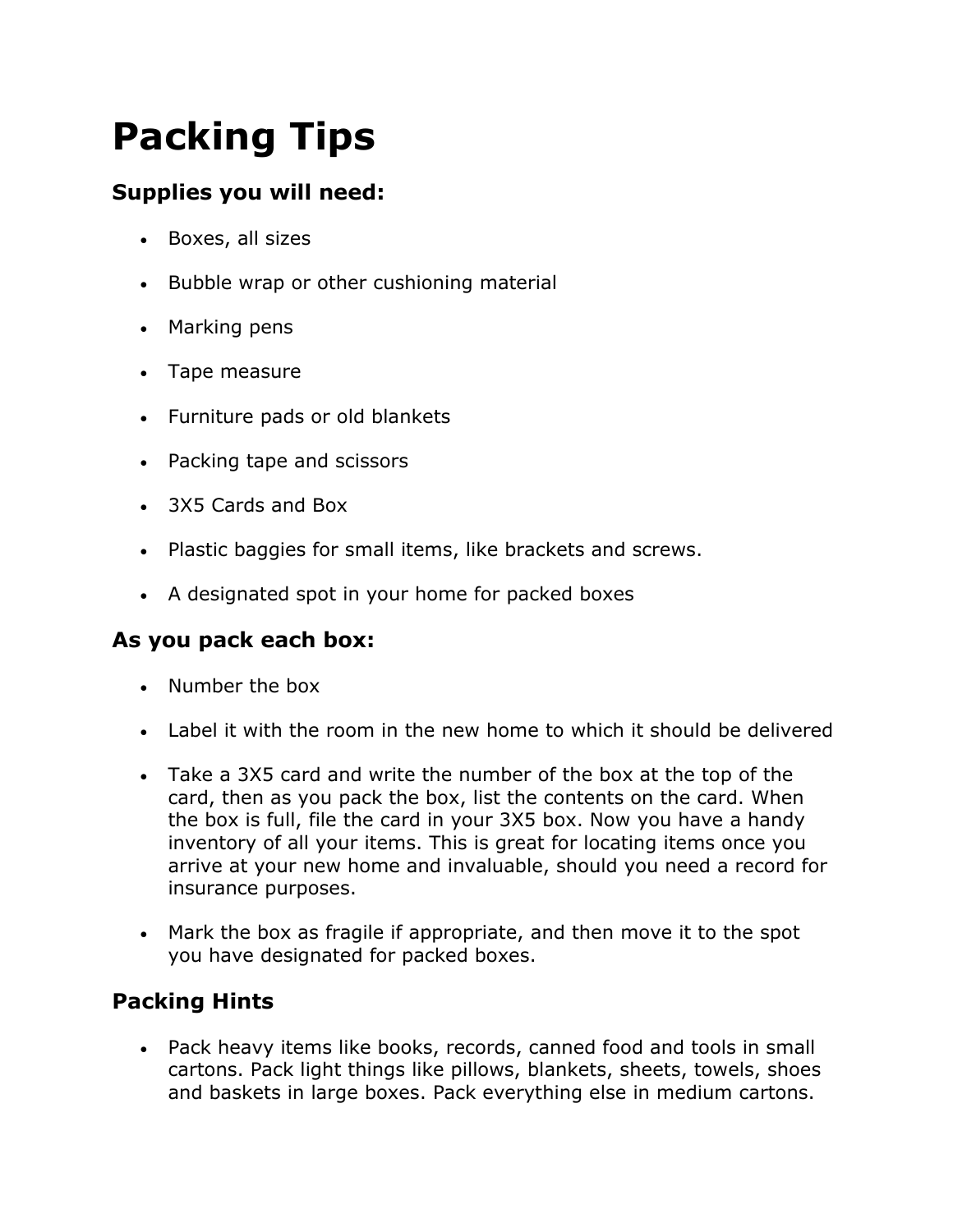# Packing Tips

### Supplies you will need:

- Boxes, all sizes
- Bubble wrap or other cushioning material
- Marking pens
- Tape measure
- Furniture pads or old blankets
- Packing tape and scissors
- 3X5 Cards and Box
- Plastic baggies for small items, like brackets and screws.
- A designated spot in your home for packed boxes

### As you pack each box:

- Number the box
- Label it with the room in the new home to which it should be delivered
- Take a 3X5 card and write the number of the box at the top of the card, then as you pack the box, list the contents on the card. When the box is full, file the card in your 3X5 box. Now you have a handy inventory of all your items. This is great for locating items once you arrive at your new home and invaluable, should you need a record for insurance purposes.
- Mark the box as fragile if appropriate, and then move it to the spot you have designated for packed boxes.

### Packing Hints

- Pack heavy items like books, records, canned food and tools in small cartons. Pack light things like pillows, blankets, sheets, towels, shoes and baskets in large boxes. Pack everything else in medium cartons.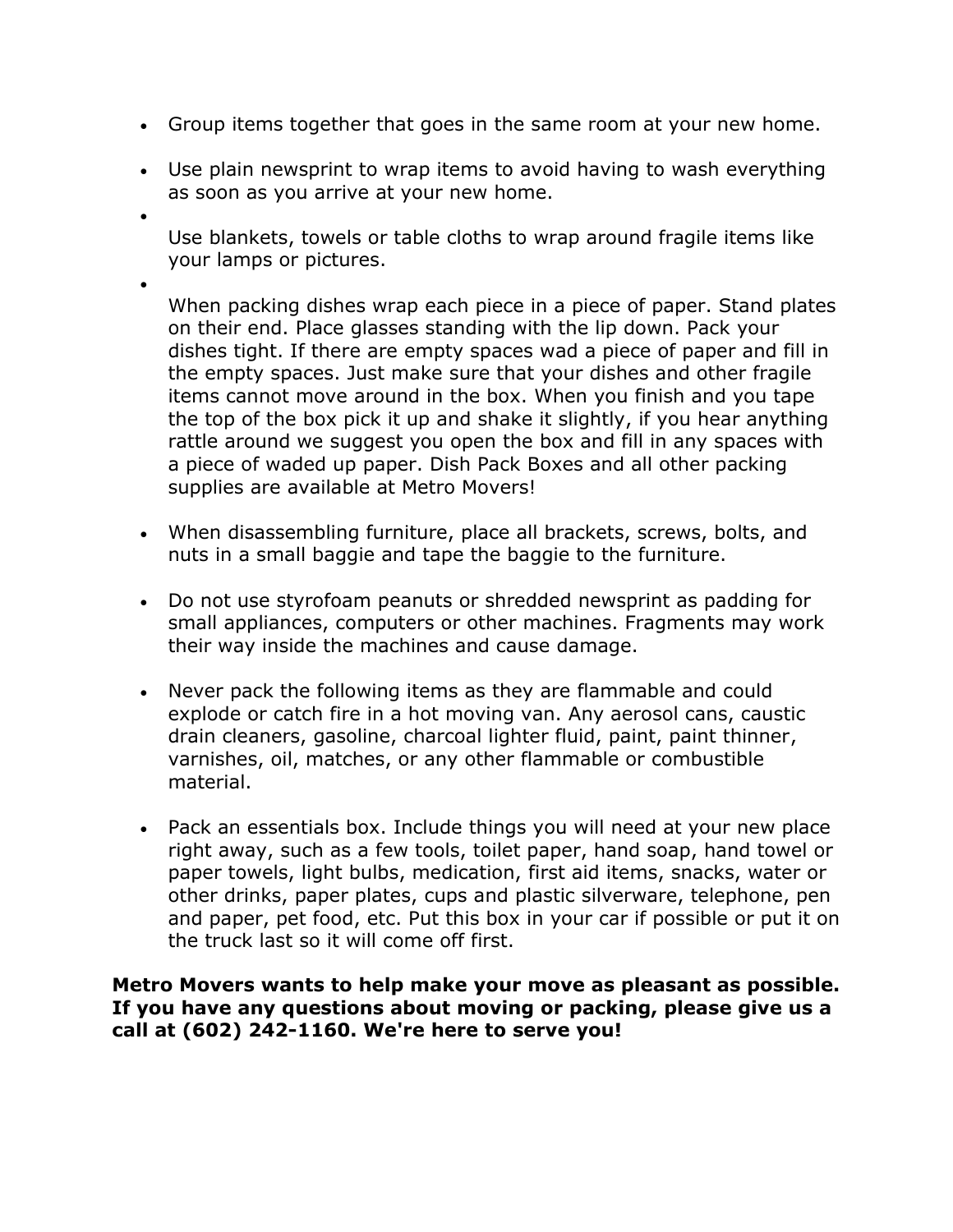- Group items together that goes in the same room at your new home.
- Use plain newsprint to wrap items to avoid having to wash everything as soon as you arrive at your new home.
- Use blankets, towels or table cloths to wrap around fragile items like your lamps or pictures.
- When packing dishes wrap each piece in a piece of paper. Stand plates on their end. Place glasses standing with the lip down. Pack your dishes tight. If there are empty spaces wad a piece of paper and fill in the empty spaces. Just make sure that your dishes and other fragile items cannot move around in the box. When you finish and you tape the top of the box pick it up and shake it slightly, if you hear anything rattle around we suggest you open the box and fill in any spaces with a piece of waded up paper. Dish Pack Boxes and all other packing supplies are available at Metro Movers!
- When disassembling furniture, place all brackets, screws, bolts, and nuts in a small baggie and tape the baggie to the furniture.
- Do not use styrofoam peanuts or shredded newsprint as padding for small appliances, computers or other machines. Fragments may work their way inside the machines and cause damage.
- Never pack the following items as they are flammable and could explode or catch fire in a hot moving van. Any aerosol cans, caustic drain cleaners, gasoline, charcoal lighter fluid, paint, paint thinner, varnishes, oil, matches, or any other flammable or combustible material.
- Pack an essentials box. Include things you will need at your new place right away, such as a few tools, toilet paper, hand soap, hand towel or paper towels, light bulbs, medication, first aid items, snacks, water or other drinks, paper plates, cups and plastic silverware, telephone, pen and paper, pet food, etc. Put this box in your car if possible or put it on the truck last so it will come off first.

**Metro Movers wants to help make your move as pleasant as possible. If you have any questions about moving or packing, please give us a call at (602) 242-1160. We're here to serve you!**